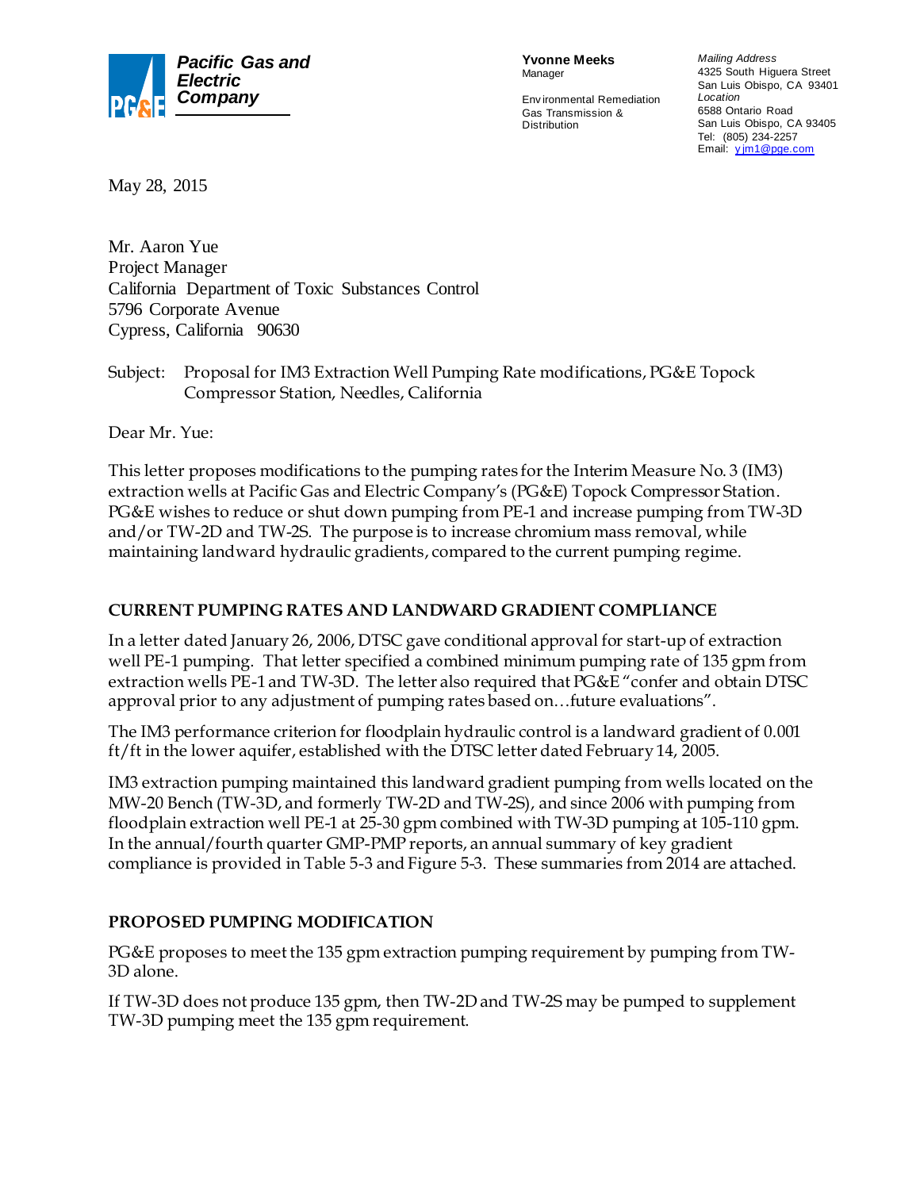**Pacific Gas and Electric Company**

**Yvonne Meeks**
Manager

Environmental Remediation
Gas Transmission & Distribution

*Mailing Address*
4325 South Higuera Street
San Luis Obispo, CA 93401
*Location*
6588 Ontario Road
San Luis Obispo, CA 93405
Tel: (805) 234-2257
Email: yjm1@pge.com

May 28, 2015

Mr. Aaron Yue
Project Manager
California Department of Toxic Substances Control
5796 Corporate Avenue
Cypress, California 90630

Subject: Proposal for IM3 Extraction Well Pumping Rate modifications, PG&E Topock Compressor Station, Needles, California

Dear Mr. Yue:

This letter proposes modifications to the pumping rates for the Interim Measure No. 3 (IM3) extraction wells at Pacific Gas and Electric Company's (PG&E) Topock Compressor Station. PG&E wishes to reduce or shut down pumping from PE-1 and increase pumping from TW-3D and/or TW-2D and TW-2S. The purpose is to increase chromium mass removal, while maintaining landward hydraulic gradients, compared to the current pumping regime.

## CURRENT PUMPING RATES AND LANDWARD GRADIENT COMPLIANCE

In a letter dated January 26, 2006, DTSC gave conditional approval for start-up of extraction well PE-1 pumping. That letter specified a combined minimum pumping rate of 135 gpm from extraction wells PE-1 and TW-3D. The letter also required that PG&E "confer and obtain DTSC approval prior to any adjustment of pumping rates based on…future evaluations".

The IM3 performance criterion for floodplain hydraulic control is a landward gradient of 0.001 ft/ft in the lower aquifer, established with the DTSC letter dated February 14, 2005.

IM3 extraction pumping maintained this landward gradient pumping from wells located on the MW-20 Bench (TW-3D, and formerly TW-2D and TW-2S), and since 2006 with pumping from floodplain extraction well PE-1 at 25-30 gpm combined with TW-3D pumping at 105-110 gpm. In the annual/fourth quarter GMP-PMP reports, an annual summary of key gradient compliance is provided in Table 5-3 and Figure 5-3. These summaries from 2014 are attached.

## PROPOSED PUMPING MODIFICATION

PG&E proposes to meet the 135 gpm extraction pumping requirement by pumping from TW-3D alone.

If TW-3D does not produce 135 gpm, then TW-2D and TW-2S may be pumped to supplement TW-3D pumping meet the 135 gpm requirement.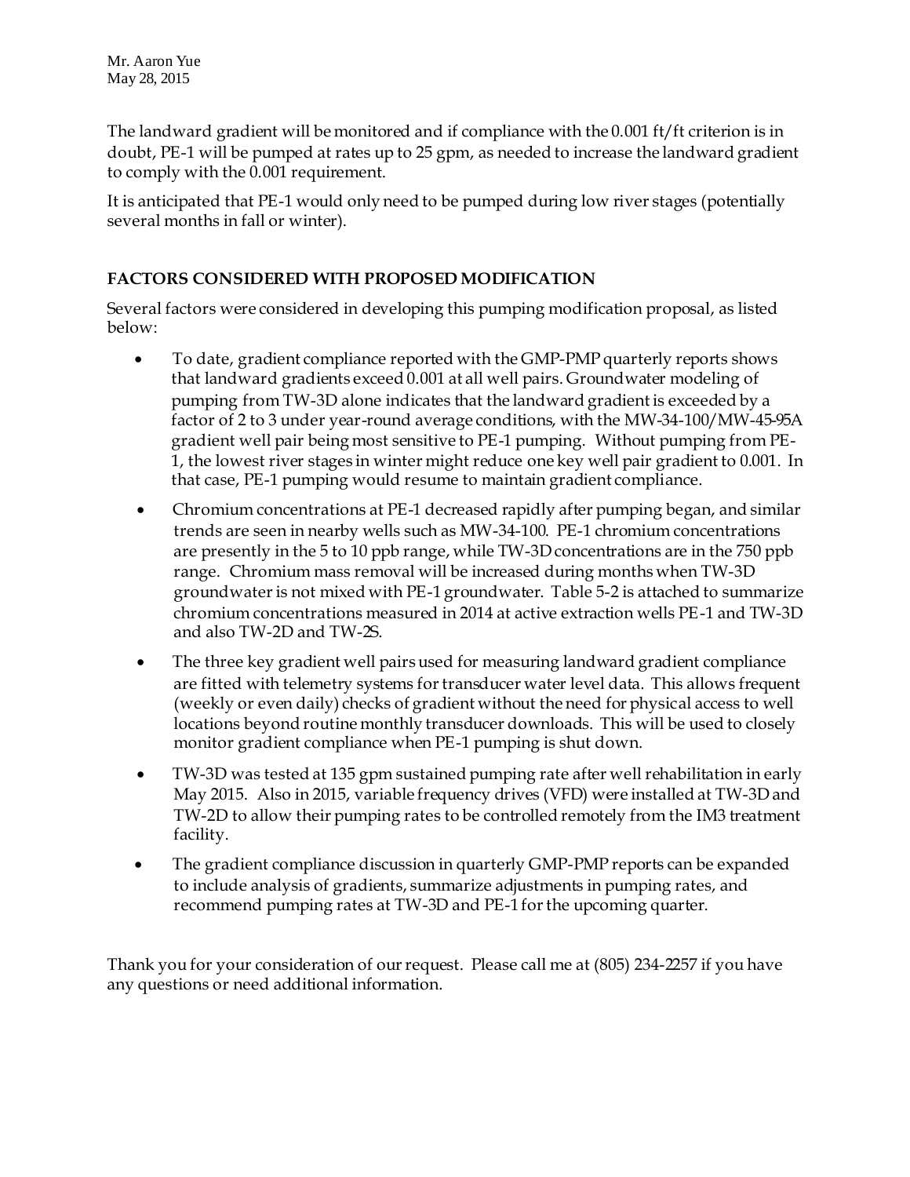The landward gradient will be monitored and if compliance with the 0.001 ft/ft criterion is in doubt, PE-1 will be pumped at rates up to 25 gpm, as needed to increase the landward gradient to comply with the 0.001 requirement.

It is anticipated that PE-1 would only need to be pumped during low river stages (potentially several months in fall or winter).

## FACTORS CONSIDERED WITH PROPOSED MODIFICATION

Several factors were considered in developing this pumping modification proposal, as listed below:

- To date, gradient compliance reported with the GMP-PMP quarterly reports shows that landward gradients exceed 0.001 at all well pairs. Groundwater modeling of pumping from TW-3D alone indicates that the landward gradient is exceeded by a factor of 2 to 3 under year-round average conditions, with the MW-34-100/MW-45-95A gradient well pair being most sensitive to PE-1 pumping. Without pumping from PE-1, the lowest river stages in winter might reduce one key well pair gradient to 0.001. In that case, PE-1 pumping would resume to maintain gradient compliance.
- Chromium concentrations at PE-1 decreased rapidly after pumping began, and similar trends are seen in nearby wells such as MW-34-100. PE-1 chromium concentrations are presently in the 5 to 10 ppb range, while TW-3D concentrations are in the 750 ppb range. Chromium mass removal will be increased during months when TW-3D groundwater is not mixed with PE-1 groundwater. Table 5-2 is attached to summarize chromium concentrations measured in 2014 at active extraction wells PE-1 and TW-3D and also TW-2D and TW-2S.
- The three key gradient well pairs used for measuring landward gradient compliance are fitted with telemetry systems for transducer water level data. This allows frequent (weekly or even daily) checks of gradient without the need for physical access to well locations beyond routine monthly transducer downloads. This will be used to closely monitor gradient compliance when PE-1 pumping is shut down.
- TW-3D was tested at 135 gpm sustained pumping rate after well rehabilitation in early May 2015. Also in 2015, variable frequency drives (VFD) were installed at TW-3D and TW-2D to allow their pumping rates to be controlled remotely from the IM3 treatment facility.
- The gradient compliance discussion in quarterly GMP-PMP reports can be expanded to include analysis of gradients, summarize adjustments in pumping rates, and recommend pumping rates at TW-3D and PE-1 for the upcoming quarter.

Thank you for your consideration of our request. Please call me at (805) 234-2257 if you have any questions or need additional information.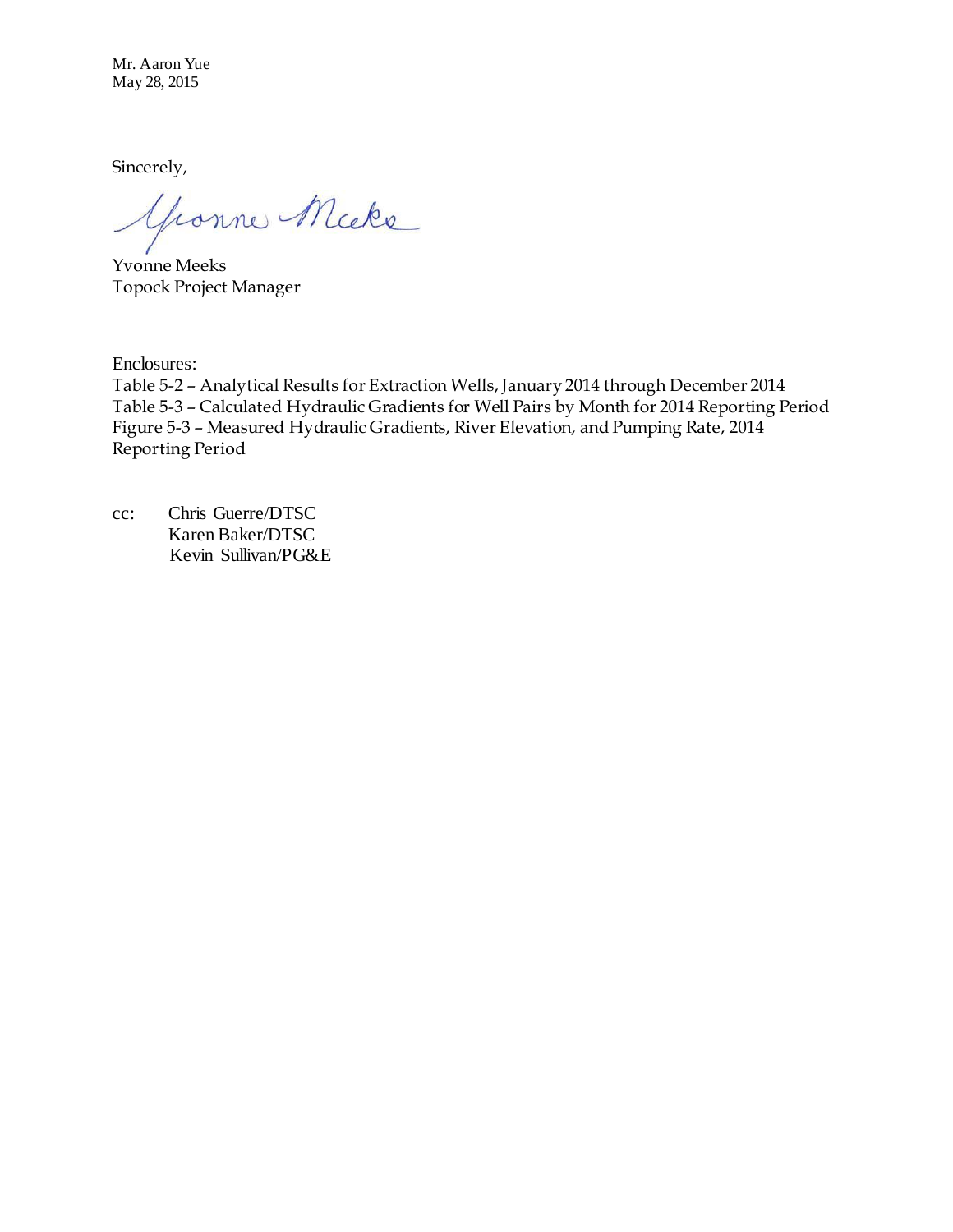Mr. Aaron Yue
May 28, 2015

Sincerely,

Yvonne Meeks
Topock Project Manager

Enclosures:
Table 5-2 – Analytical Results for Extraction Wells, January 2014 through December 2014
Table 5-3 – Calculated Hydraulic Gradients for Well Pairs by Month for 2014 Reporting Period
Figure 5-3 – Measured Hydraulic Gradients, River Elevation, and Pumping Rate, 2014 Reporting Period

cc: Chris Guerre/DTSC
Karen Baker/DTSC
Kevin Sullivan/PG&E